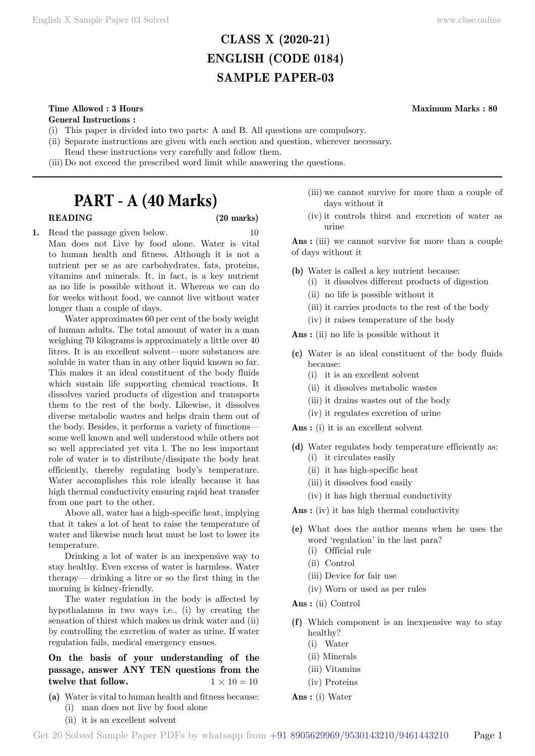# CLASS X (2020-21)
# ENGLISH (CODE 0184)
# SAMPLE PAPER-03

**Time Allowed : 3 Hours** **Maximum Marks : 80**

**General Instructions :**

(i) This paper is divided into two parts: A and B. All questions are compulsory.
(ii) Separate instructions are given with each section and question, wherever necessary. Read these instructions very carefully and follow them.
(iii) Do not exceed the prescribed word limit while answering the questions.

---

## PART - A (40 Marks)

**READING** **(20 marks)**

**1.** Read the passage given below. 10

Man does not Live by food alone. Water is vital to human health and fitness. Although it is not a nutrient per se as are carbohydrates, fats, proteins, vitamins and minerals. It, in fact, is a key nutrient as no life is possible without it. Whereas we can do for weeks without food, we cannot live without water longer than a couple of days.

Water approximates 60 per cent of the body weight of human adults. The total amount of water in a man weighing 70 kilograms is approximately a little over 40 litres. It is an excellent solvent—more substances are soluble in water than in any other liquid known so far. This makes it an ideal constituent of the body fluids which sustain life supporting chemical reactions. It dissolves varied products of digestion and transports them to the rest of the body. Likewise, it dissolves diverse metabolic wastes and helps drain them out of the body. Besides, it performs a variety of functions—some well known and well understood while others not so well appreciated yet vita l. The no less important role of water is to distribute/dissipate the body heat efficiently, thereby regulating body's temperature. Water accomplishes this role ideally because it has high thermal conductivity ensuring rapid heat transfer from one part to the other.

Above all, water has a high-specific heat, implying that it takes a lot of heat to raise the temperature of water and likewise much heat must be lost to lower its temperature.

Drinking a lot of water is an inexpensive way to stay healthy. Even excess of water is harmless. Water therapy— drinking a litre or so the first thing in the morning is kidney-friendly.

The water regulation in the body is affected by hypothalamus in two ways i.e., (i) by creating the sensation of thirst which makes us drink water and (ii) by controlling the excretion of water as urine. If water regulation fails, medical emergency ensues.

**On the basis of your understanding of the passage, answer ANY TEN questions from the twelve that follow.** $1 \times 10 = 10$

**(a)** Water is vital to human health and fitness because:
(i) man does not live by food alone
(ii) it is an excellent solvent
(iii) we cannot survive for more than a couple of days without it
(iv) it controls thirst and excretion of water as urine

**Ans :** (iii) we cannot survive for more than a couple of days without it

**(b)** Water is called a key nutrient because:
(i) it dissolves different products of digestion
(ii) no life is possible without it
(iii) it carries products to the rest of the body
(iv) it raises temperature of the body

**Ans :** (ii) no life is possible without it

**(c)** Water is an ideal constituent of the body fluids because:
(i) it is an excellent solvent
(ii) it dissolves metabolic wastes
(iii) it drains wastes out of the body
(iv) it regulates excretion of urine

**Ans :** (i) it is an excellent solvent

**(d)** Water regulates body temperature efficiently as:
(i) it circulates easily
(ii) it has high-specific heat
(iii) it dissolves food easily
(iv) it has high thermal conductivity

**Ans :** (iv) it has high thermal conductivity

**(e)** What does the author means when he uses the word 'regulation' in the last para?
(i) Official rule
(ii) Control
(iii) Device for fair use
(iv) Worn or used as per rules

**Ans :** (ii) Control

**(f)** Which component is an inexpensive way to stay healthy?
(i) Water
(ii) Minerals
(iii) Vitamins
(iv) Proteins

**Ans :** (i) Water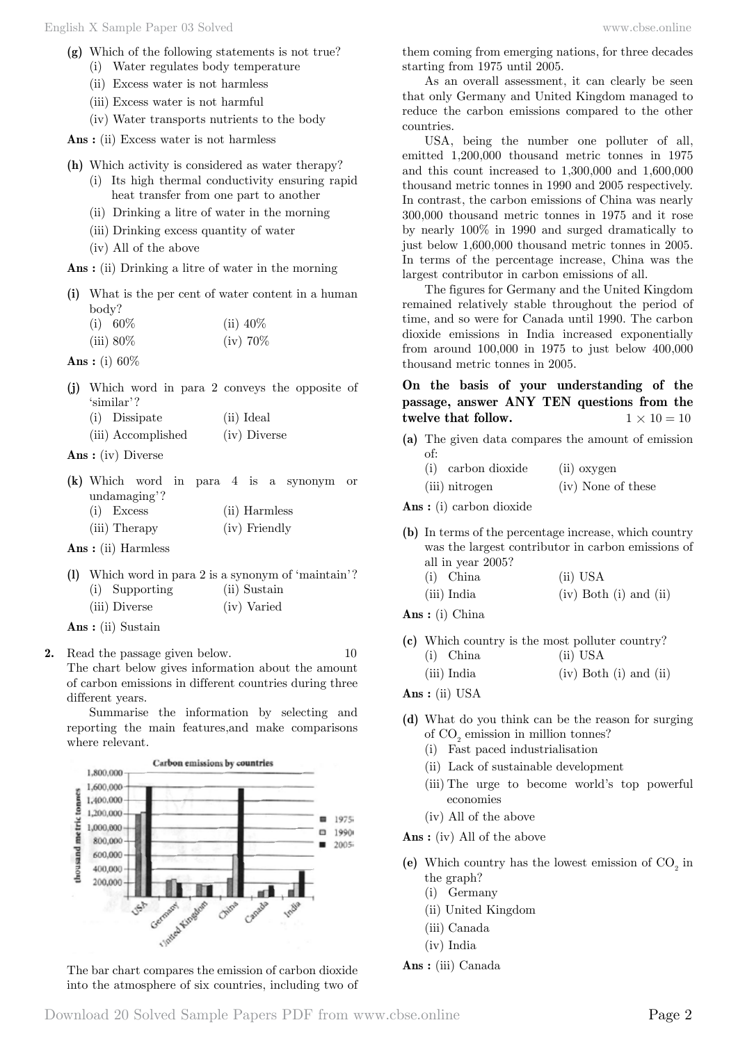(g) Which of the following statements is not true?
  (i) Water regulates body temperature
  (ii) Excess water is not harmless
  (iii) Excess water is not harmful
  (iv) Water transports nutrients to the body

**Ans :** (ii) Excess water is not harmless

(h) Which activity is considered as water therapy?
  (i) Its high thermal conductivity ensuring rapid heat transfer from one part to another
  (ii) Drinking a litre of water in the morning
  (iii) Drinking excess quantity of water
  (iv) All of the above

**Ans :** (ii) Drinking a litre of water in the morning

(i) What is the per cent of water content in a human body?
  (i) 60%  (ii) 40%
  (iii) 80%  (iv) 70%

**Ans :** (i) 60%

(j) Which word in para 2 conveys the opposite of 'similar'?
  (i) Dissipate  (ii) Ideal
  (iii) Accomplished  (iv) Diverse

**Ans :** (iv) Diverse

(k) Which word in para 4 is a synonym or undamaging'?
  (i) Excess  (ii) Harmless
  (iii) Therapy  (iv) Friendly

**Ans :** (ii) Harmless

(l) Which word in para 2 is a synonym of 'maintain'?
  (i) Supporting  (ii) Sustain
  (iii) Diverse  (iv) Varied

**Ans :** (ii) Sustain

**2.** Read the passage given below. 10

The chart below gives information about the amount of carbon emissions in different countries during three different years.

Summarise the information by selecting and reporting the main features,and make comparisons where relevant.

The bar chart compares the emission of carbon dioxide into the atmosphere of six countries, including two of them coming from emerging nations, for three decades starting from 1975 until 2005.

As an overall assessment, it can clearly be seen that only Germany and United Kingdom managed to reduce the carbon emissions compared to the other countries.

USA, being the number one polluter of all, emitted 1,200,000 thousand metric tonnes in 1975 and this count increased to 1,300,000 and 1,600,000 thousand metric tonnes in 1990 and 2005 respectively. In contrast, the carbon emissions of China was nearly 300,000 thousand metric tonnes in 1975 and it rose by nearly 100% in 1990 and surged dramatically to just below 1,600,000 thousand metric tonnes in 2005. In terms of the percentage increase, China was the largest contributor in carbon emissions of all.

The figures for Germany and the United Kingdom remained relatively stable throughout the period of time, and so were for Canada until 1990. The carbon dioxide emissions in India increased exponentially from around 100,000 in 1975 to just below 400,000 thousand metric tonnes in 2005.

**On the basis of your understanding of the passage, answer ANY TEN questions from the twelve that follow.** $1 \times 10 = 10$

(a) The given data compares the amount of emission of:
  (i) carbon dioxide  (ii) oxygen
  (iii) nitrogen  (iv) None of these

**Ans :** (i) carbon dioxide

(b) In terms of the percentage increase, which country was the largest contributor in carbon emissions of all in year 2005?
  (i) China  (ii) USA
  (iii) India  (iv) Both (i) and (ii)

**Ans :** (i) China

(c) Which country is the most polluter country?
  (i) China  (ii) USA
  (iii) India  (iv) Both (i) and (ii)

**Ans :** (ii) USA

(d) What do you think can be the reason for surging of $CO_2$ emission in million tonnes?
  (i) Fast paced industrialisation
  (ii) Lack of sustainable development
  (iii) The urge to become world's top powerful economies
  (iv) All of the above

**Ans :** (iv) All of the above

(e) Which country has the lowest emission of $CO_2$ in the graph?
  (i) Germany
  (ii) United Kingdom
  (iii) Canada
  (iv) India

**Ans :** (iii) Canada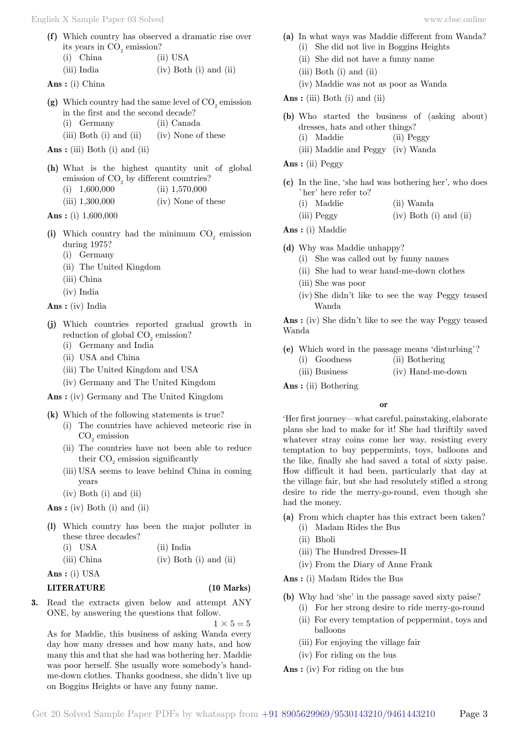**(f)** Which country has observed a dramatic rise over its years in $CO_2$ emission?

(i) China (ii) USA
(iii) India (iv) Both (i) and (ii)

**Ans :** (i) China

**(g)** Which country had the same level of $CO_2$ emission in the first and the second decade?

(i) Germany (ii) Canada
(iii) Both (i) and (ii) (iv) None of these

**Ans :** (iii) Both (i) and (ii)

**(h)** What is the highest quantity unit of global emission of $CO_2$ by different countries?

(i) 1,600,000 (ii) 1,570,000
(iii) 1,300,000 (iv) None of these

**Ans :** (i) 1,600,000

**(i)** Which country had the minimum $CO_2$ emission during 1975?

(i) Germany
(ii) The United Kingdom
(iii) China
(iv) India

**Ans :** (iv) India

**(j)** Which countries reported gradual growth in reduction of global $CO_2$ emission?

(i) Germany and India
(ii) USA and China
(iii) The United Kingdom and USA
(iv) Germany and The United Kingdom

**Ans :** (iv) Germany and The United Kingdom

**(k)** Which of the following statements is true?

(i) The countries have achieved meteoric rise in $CO_2$ emission
(ii) The countries have not been able to reduce their $CO_2$ emission significantly
(iii) USA seems to leave behind China in coming years
(iv) Both (i) and (ii)

**Ans :** (iv) Both (i) and (ii)

**(l)** Which country has been the major polluter in these three decades?

(i) USA (ii) India
(iii) China (iv) Both (i) and (ii)

**Ans :** (i) USA

**LITERATURE** **(10 Marks)**

**3.** Read the extracts given below and attempt ANY ONE, by answering the questions that follow. $1 \times 5 = 5$

As for Maddie, this business of asking Wanda every day how many dresses and how many hats, and how many this and that she had was bothering her. Maddie was poor herself. She usually wore somebody's hand-me-down clothes. Thanks goodness, she didn't live up on Boggins Heights or have any funny name.

**(a)** In what ways was Maddie different from Wanda?

(i) She did not live in Boggins Heights
(ii) She did not have a funny name
(iii) Both (i) and (ii)
(iv) Maddie was not as poor as Wanda

**Ans :** (iii) Both (i) and (ii)

**(b)** Who started the business of (asking about) dresses, hats and other things?

(i) Maddie (ii) Peggy
(iii) Maddie and Peggy (iv) Wanda

**Ans :** (ii) Peggy

**(c)** In the line, 'she had was bothering her', who does `her' here refer to?

(i) Maddie (ii) Wanda
(iii) Peggy (iv) Both (i) and (ii)

**Ans :** (i) Maddie

**(d)** Why was Maddie unhappy?

(i) She was called out by funny names
(ii) She had to wear hand-me-down clothes
(iii) She was poor
(iv) She didn't like to see the way Peggy teased Wanda

**Ans :** (iv) She didn't like to see the way Peggy teased Wanda

**(e)** Which word in the passage means 'disturbing'?

(i) Goodness (ii) Bothering
(iii) Business (iv) Hand-me-down

**Ans :** (ii) Bothering

**or**

'Her first journey—what careful, painstaking, elaborate plans she had to make for it! She had thriftily saved whatever stray coins come her way, resisting every temptation to buy peppermints, toys, balloons and the like, finally she had saved a total of sixty paise. How difficult it had been, particularly that day at the village fair, but she had resolutely stifled a strong desire to ride the merry-go-round, even though she had the money.

**(a)** From which chapter has this extract been taken?

(i) Madam Rides the Bus
(ii) Bholi
(iii) The Hundred Dresses-II
(iv) From the Diary of Anne Frank

**Ans :** (i) Madam Rides the Bus

**(b)** Why had 'she' in the passage saved sixty paise?

(i) For her strong desire to ride merry-go-round
(ii) For every temptation of peppermint, toys and balloons
(iii) For enjoying the village fair
(iv) For riding on the bus

**Ans :** (iv) For riding on the bus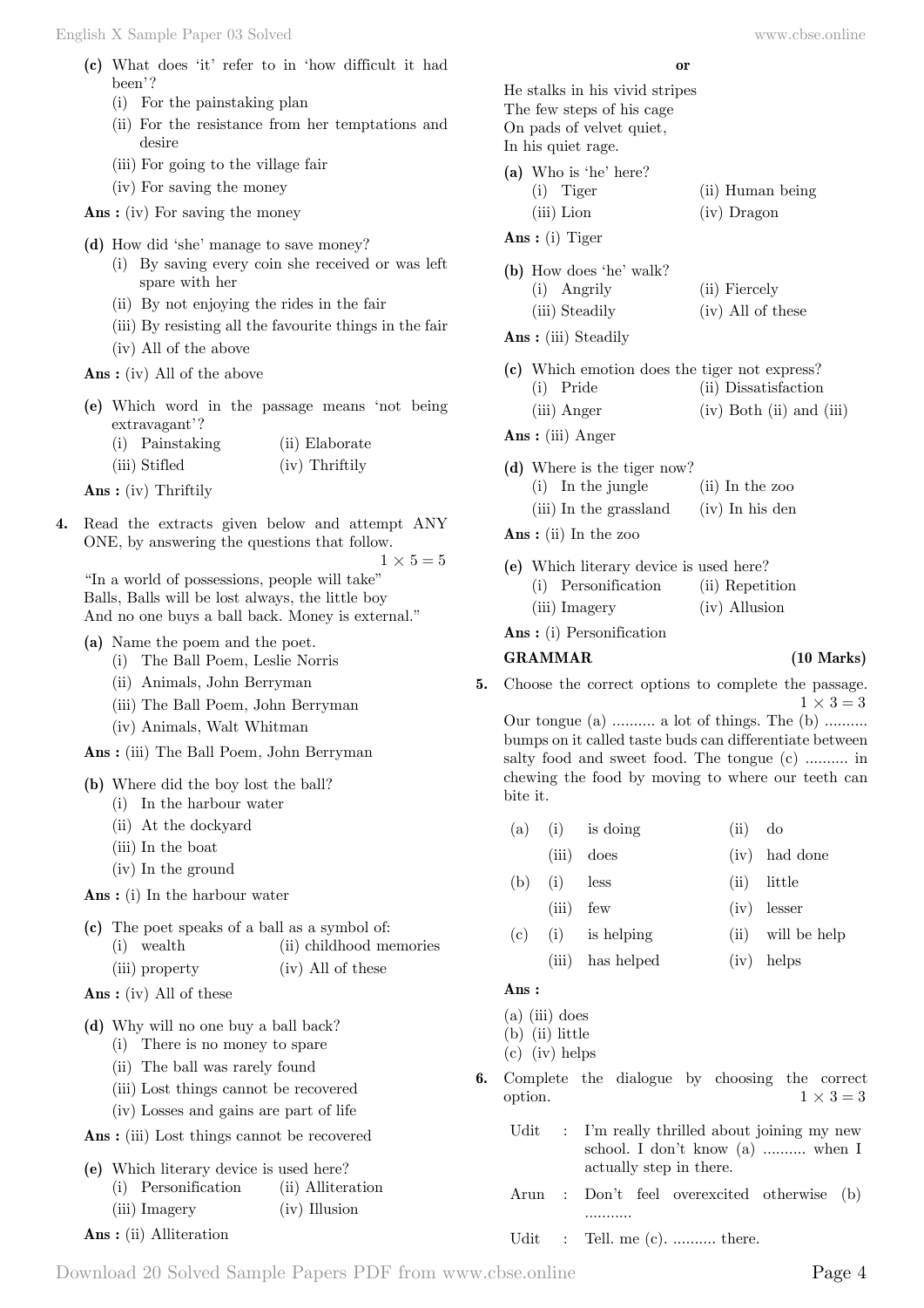**(c)** What does 'it' refer to in 'how difficult it had been'?

(i) For the painstaking plan
(ii) For the resistance from her temptations and desire
(iii) For going to the village fair
(iv) For saving the money

**Ans :** (iv) For saving the money

**(d)** How did 'she' manage to save money?

(i) By saving every coin she received or was left spare with her
(ii) By not enjoying the rides in the fair
(iii) By resisting all the favourite things in the fair
(iv) All of the above

**Ans :** (iv) All of the above

**(e)** Which word in the passage means 'not being extravagant'?

(i) Painstaking
(ii) Elaborate
(iii) Stifled
(iv) Thriftily

**Ans :** (iv) Thriftily

**4.** Read the extracts given below and attempt ANY ONE, by answering the questions that follow. $1 \times 5 = 5$

"In a world of possessions, people will take"
Balls, Balls will be lost always, the little boy
And no one buys a ball back. Money is external."

**(a)** Name the poem and the poet.

(i) The Ball Poem, Leslie Norris
(ii) Animals, John Berryman
(iii) The Ball Poem, John Berryman
(iv) Animals, Walt Whitman

**Ans :** (iii) The Ball Poem, John Berryman

**(b)** Where did the boy lost the ball?

(i) In the harbour water
(ii) At the dockyard
(iii) In the boat
(iv) In the ground

**Ans :** (i) In the harbour water

**(c)** The poet speaks of a ball as a symbol of:

(i) wealth
(ii) childhood memories
(iii) property
(iv) All of these

**Ans :** (iv) All of these

**(d)** Why will no one buy a ball back?

(i) There is no money to spare
(ii) The ball was rarely found
(iii) Lost things cannot be recovered
(iv) Losses and gains are part of life

**Ans :** (iii) Lost things cannot be recovered

**(e)** Which literary device is used here?

(i) Personification
(ii) Alliteration
(iii) Imagery
(iv) Illusion

**Ans :** (ii) Alliteration

**or**

He stalks in his vivid stripes
The few steps of his cage
On pads of velvet quiet,
In his quiet rage.

**(a)** Who is 'he' here?

(i) Tiger
(ii) Human being
(iii) Lion
(iv) Dragon

**Ans :** (i) Tiger

**(b)** How does 'he' walk?

(i) Angrily
(ii) Fiercely
(iii) Steadily
(iv) All of these

**Ans :** (iii) Steadily

**(c)** Which emotion does the tiger not express?

(i) Pride
(ii) Dissatisfaction
(iii) Anger
(iv) Both (ii) and (iii)

**Ans :** (iii) Anger

**(d)** Where is the tiger now?

(i) In the jungle
(ii) In the zoo
(iii) In the grassland
(iv) In his den

**Ans :** (ii) In the zoo

**(e)** Which literary device is used here?

(i) Personification
(ii) Repetition
(iii) Imagery
(iv) Allusion

**Ans :** (i) Personification

## GRAMMAR (10 Marks)

**5.** Choose the correct options to complete the passage. $1 \times 3 = 3$

Our tongue (a) .......... a lot of things. The (b) .......... bumps on it called taste buds can differentiate between salty food and sweet food. The tongue (c) .......... in chewing the food by moving to where our teeth can bite it.

| | | | | |
|---|---|---|---|---|
| (a) | (i) is doing | | (ii) do | |
| | (iii) does | | (iv) had done | |
| (b) | (i) less | | (ii) little | |
| | (iii) few | | (iv) lesser | |
| (c) | (i) is helping | | (ii) will be help | |
| | (iii) has helped | | (iv) helps | |

**Ans :**

(a) (iii) does
(b) (ii) little
(c) (iv) helps

**6.** Complete the dialogue by choosing the correct option. $1 \times 3 = 3$

Udit : I'm really thrilled about joining my new school. I don't know (a) .......... when I actually step in there.

Arun : Don't feel overexcited otherwise (b) ..........

Udit : Tell. me (c). .......... there.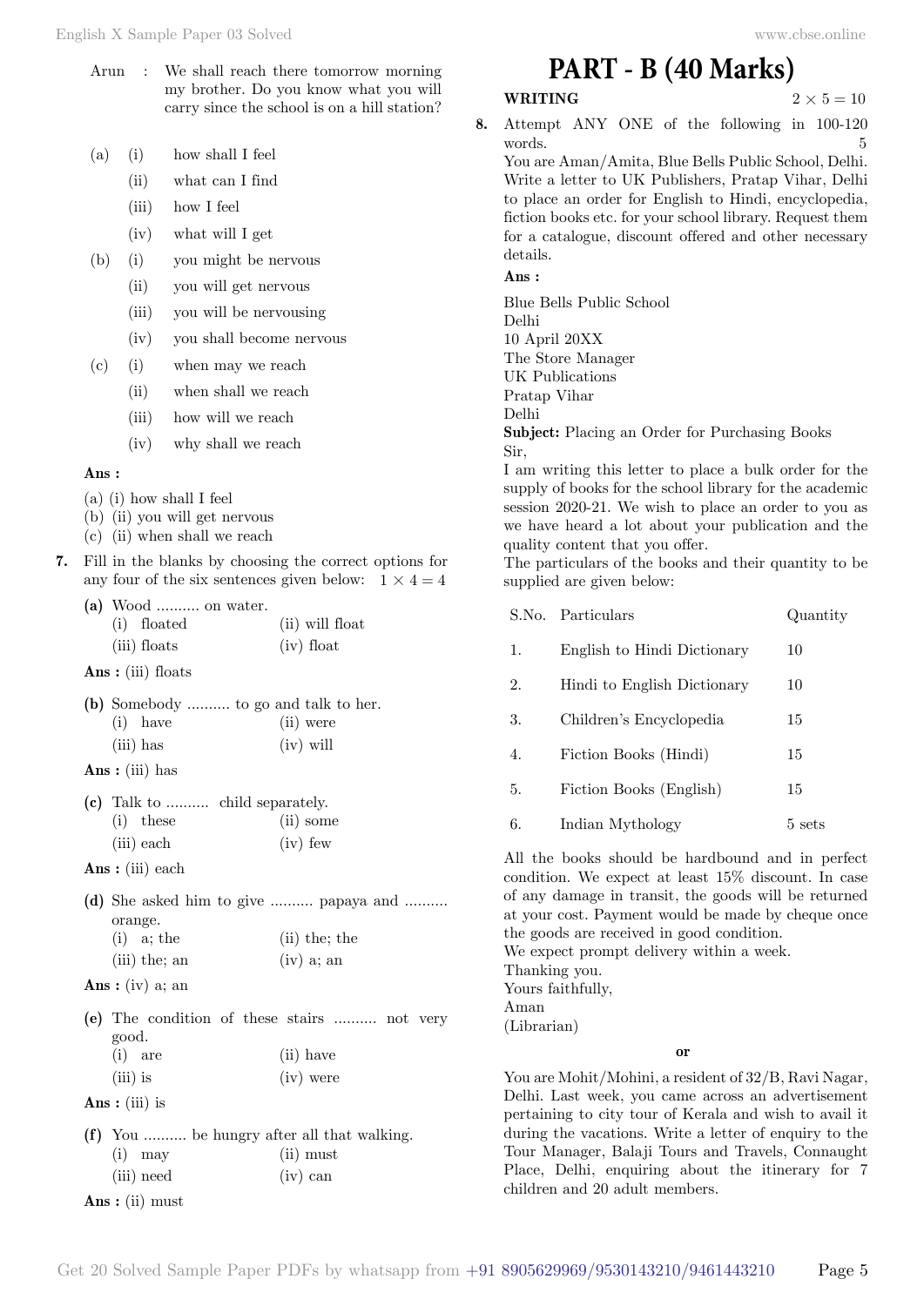Arun : We shall reach there tomorrow morning my brother. Do you know what you will carry since the school is on a hill station?

(a) (i) how shall I feel
(ii) what can I find
(iii) how I feel
(iv) what will I get

(b) (i) you might be nervous
(ii) you will get nervous
(iii) you will be nervousing
(iv) you shall become nervous

(c) (i) when may we reach
(ii) when shall we reach
(iii) how will we reach
(iv) why shall we reach

**Ans :**

(a) (i) how shall I feel
(b) (ii) you will get nervous
(c) (ii) when shall we reach

**7.** Fill in the blanks by choosing the correct options for any four of the six sentences given below: $1 \times 4 = 4$

**(a)** Wood .......... on water.
(i) floated (ii) will float
(iii) floats (iv) float

**Ans :** (iii) floats

**(b)** Somebody .......... to go and talk to her.
(i) have (ii) were
(iii) has (iv) will

**Ans :** (iii) has

**(c)** Talk to .......... child separately.
(i) these (ii) some
(iii) each (iv) few

**Ans :** (iii) each

**(d)** She asked him to give .......... papaya and .......... orange.
(i) a; the (ii) the; the
(iii) the; an (iv) a; an

**Ans :** (iv) a; an

**(e)** The condition of these stairs .......... not very good.
(i) are (ii) have
(iii) is (iv) were

**Ans :** (iii) is

**(f)** You .......... be hungry after all that walking.
(i) may (ii) must
(iii) need (iv) can

**Ans :** (ii) must

# PART - B (40 Marks)

**WRITING** $2 \times 5 = 10$

**8.** Attempt ANY ONE of the following in 100-120 words. 5

You are Aman/Amita, Blue Bells Public School, Delhi. Write a letter to UK Publishers, Pratap Vihar, Delhi to place an order for English to Hindi, encyclopedia, fiction books etc. for your school library. Request them for a catalogue, discount offered and other necessary details.

**Ans :**

Blue Bells Public School
Delhi
10 April 20XX
The Store Manager
UK Publications
Pratap Vihar
Delhi
**Subject:** Placing an Order for Purchasing Books
Sir,
I am writing this letter to place a bulk order for the supply of books for the school library for the academic session 2020-21. We wish to place an order to you as we have heard a lot about your publication and the quality content that you offer.
The particulars of the books and their quantity to be supplied are given below:

| S.No. | Particulars | Quantity |
|---|---|---|
| 1. | English to Hindi Dictionary | 10 |
| 2. | Hindi to English Dictionary | 10 |
| 3. | Children's Encyclopedia | 15 |
| 4. | Fiction Books (Hindi) | 15 |
| 5. | Fiction Books (English) | 15 |
| 6. | Indian Mythology | 5 sets |

All the books should be hardbound and in perfect condition. We expect at least 15% discount. In case of any damage in transit, the goods will be returned at your cost. Payment would be made by cheque once the goods are received in good condition.
We expect prompt delivery within a week.
Thanking you.
Yours faithfully,
Aman
(Librarian)

**or**

You are Mohit/Mohini, a resident of 32/B, Ravi Nagar, Delhi. Last week, you came across an advertisement pertaining to city tour of Kerala and wish to avail it during the vacations. Write a letter of enquiry to the Tour Manager, Balaji Tours and Travels, Connaught Place, Delhi, enquiring about the itinerary for 7 children and 20 adult members.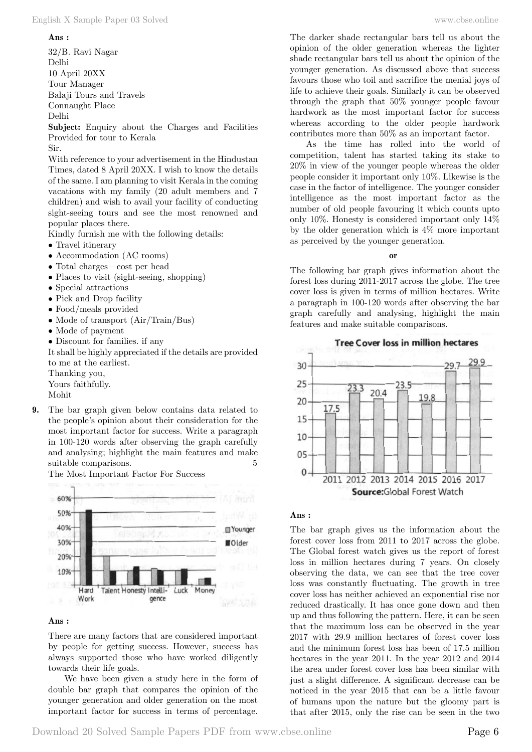**Ans :**

32/B. Ravi Nagar
Delhi
10 April 20XX
Tour Manager
Balaji Tours and Travels
Connaught Place
Delhi

**Subject:** Enquiry about the Charges and Facilities Provided for tour to Kerala

Sir.

With reference to your advertisement in the Hindustan Times, dated 8 April 20XX. I wish to know the details of the same. I am planning to visit Kerala in the coming vacations with my family (20 adult members and 7 children) and wish to avail your facility of conducting sight-seeing tours and see the most renowned and popular places there.

Kindly furnish me with the following details:

- Travel itinerary
- Accommodation (AC rooms)
- Total charges—cost per head
- Places to visit (sight-seeing, shopping)
- Special attractions
- Pick and Drop facility
- Food/meals provided
- Mode of transport (Air/Train/Bus)
- Mode of payment
- Discount for families. if any

It shall be highly appreciated if the details are provided to me at the earliest.

Thanking you,
Yours faithfully.
Mohit

**9.** The bar graph given below contains data related to the people's opinion about their consideration for the most important factor for success. Write a paragraph in 100-120 words after observing the graph carefully and analysing; highlight the main features and make suitable comparisons. 5

The Most Important Factor For Success

**Ans :**

There are many factors that are considered important by people for getting success. However, success has always supported those who have worked diligently towards their life goals.

We have been given a study here in the form of double bar graph that compares the opinion of the younger generation and older generation on the most important factor for success in terms of percentage. The darker shade rectangular bars tell us about the opinion of the older generation whereas the lighter shade rectangular bars tell us about the opinion of the younger generation. As discussed above that success favours those who toil and sacrifice the menial joys of life to achieve their goals. Similarly it can be observed through the graph that 50% younger people favour hardwork as the most important factor for success whereas according to the older people hardwork contributes more than 50% as an important factor.

As the time has rolled into the world of competition, talent has started taking its stake to 20% in view of the younger people whereas the older people consider it important only 10%. Likewise is the case in the factor of intelligence. The younger consider intelligence as the most important factor as the number of old people favouring it which counts upto only 10%. Honesty is considered important only 14% by the older generation which is 4% more important as perceived by the younger generation.

**or**

The following bar graph gives information about the forest loss during 2011-2017 across the globe. The tree cover loss is given in terms of million hectares. Write a paragraph in 100-120 words after observing the bar graph carefully and analysing, highlight the main features and make suitable comparisons.

**Tree Cover loss in million hectares**

| Year | 2011 | 2012 | 2013 | 2014 | 2015 | 2016 | 2017 |
|---|---|---|---|---|---|---|---|
| Loss | 17.5 | 23.3 | 20.4 | 23.5 | 19.8 | 29.7 | 29.9 |

**Source:** Global Forest Watch

**Ans :**

The bar graph gives us the information about the forest cover loss from 2011 to 2017 across the globe. The Global forest watch gives us the report of forest loss in million hectares during 7 years. On closely observing the data, we can see that the tree cover loss was constantly fluctuating. The growth in tree cover loss has neither achieved an exponential rise nor reduced drastically. It has once gone down and then up and thus following the pattern. Here, it can be seen that the maximum loss can be observed in the year 2017 with 29.9 million hectares of forest cover loss and the minimum forest loss has been of 17.5 million hectares in the year 2011. In the year 2012 and 2014 the area under forest cover loss has been similar with just a slight difference. A significant decrease can be noticed in the year 2015 that can be a little favour of humans upon the nature but the gloomy part is that after 2015, only the rise can be seen in the two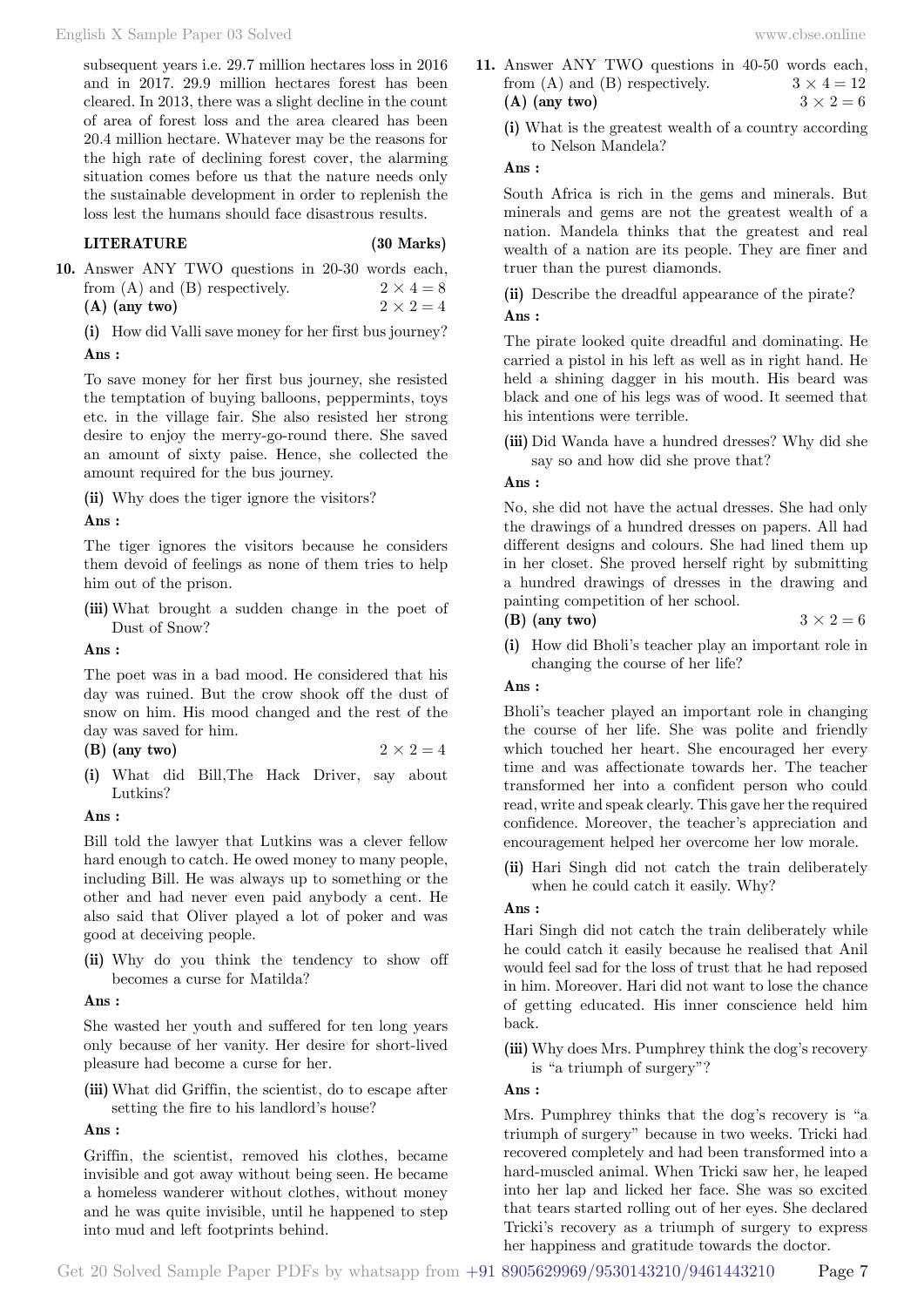subsequent years i.e. 29.7 million hectares loss in 2016 and in 2017. 29.9 million hectares forest has been cleared. In 2013, there was a slight decline in the count of area of forest loss and the area cleared has been 20.4 million hectare. Whatever may be the reasons for the high rate of declining forest cover, the alarming situation comes before us that the nature needs only the sustainable development in order to replenish the loss lest the humans should face disastrous results.

## LITERATURE (30 Marks)

**10.** Answer ANY TWO questions in 20-30 words each, from (A) and (B) respectively. $2 \times 4 = 8$

**(A) (any two)** $2 \times 2 = 4$

**(i)** How did Valli save money for her first bus journey?

**Ans :**

To save money for her first bus journey, she resisted the temptation of buying balloons, peppermints, toys etc. in the village fair. She also resisted her strong desire to enjoy the merry-go-round there. She saved an amount of sixty paise. Hence, she collected the amount required for the bus journey.

**(ii)** Why does the tiger ignore the visitors?

**Ans :**

The tiger ignores the visitors because he considers them devoid of feelings as none of them tries to help him out of the prison.

**(iii)** What brought a sudden change in the poet of Dust of Snow?

**Ans :**

The poet was in a bad mood. He considered that his day was ruined. But the crow shook off the dust of snow on him. His mood changed and the rest of the day was saved for him.

**(B) (any two)** $2 \times 2 = 4$

**(i)** What did Bill,The Hack Driver, say about Lutkins?

**Ans :**

Bill told the lawyer that Lutkins was a clever fellow hard enough to catch. He owed money to many people, including Bill. He was always up to something or the other and had never even paid anybody a cent. He also said that Oliver played a lot of poker and was good at deceiving people.

**(ii)** Why do you think the tendency to show off becomes a curse for Matilda?

**Ans :**

She wasted her youth and suffered for ten long years only because of her vanity. Her desire for short-lived pleasure had become a curse for her.

**(iii)** What did Griffin, the scientist, do to escape after setting the fire to his landlord's house?

**Ans :**

Griffin, the scientist, removed his clothes, became invisible and got away without being seen. He became a homeless wanderer without clothes, without money and he was quite invisible, until he happened to step into mud and left footprints behind.

**11.** Answer ANY TWO questions in 40-50 words each, from (A) and (B) respectively. $3 \times 4 = 12$

**(A) (any two)** $3 \times 2 = 6$

**(i)** What is the greatest wealth of a country according to Nelson Mandela?

**Ans :**

South Africa is rich in the gems and minerals. But minerals and gems are not the greatest wealth of a nation. Mandela thinks that the greatest and real wealth of a nation are its people. They are finer and truer than the purest diamonds.

**(ii)** Describe the dreadful appearance of the pirate?

**Ans :**

The pirate looked quite dreadful and dominating. He carried a pistol in his left as well as in right hand. He held a shining dagger in his mouth. His beard was black and one of his legs was of wood. It seemed that his intentions were terrible.

**(iii)** Did Wanda have a hundred dresses? Why did she say so and how did she prove that?

**Ans :**

No, she did not have the actual dresses. She had only the drawings of a hundred dresses on papers. All had different designs and colours. She had lined them up in her closet. She proved herself right by submitting a hundred drawings of dresses in the drawing and painting competition of her school.

**(B) (any two)** $3 \times 2 = 6$

**(i)** How did Bholi's teacher play an important role in changing the course of her life?

**Ans :**

Bholi's teacher played an important role in changing the course of her life. She was polite and friendly which touched her heart. She encouraged her every time and was affectionate towards her. The teacher transformed her into a confident person who could read, write and speak clearly. This gave her the required confidence. Moreover, the teacher's appreciation and encouragement helped her overcome her low morale.

**(ii)** Hari Singh did not catch the train deliberately when he could catch it easily. Why?

**Ans :**

Hari Singh did not catch the train deliberately while he could catch it easily because he realised that Anil would feel sad for the loss of trust that he had reposed in him. Moreover. Hari did not want to lose the chance of getting educated. His inner conscience held him back.

**(iii)** Why does Mrs. Pumphrey think the dog's recovery is "a triumph of surgery"?

**Ans :**

Mrs. Pumphrey thinks that the dog's recovery is "a triumph of surgery" because in two weeks. Tricki had recovered completely and had been transformed into a hard-muscled animal. When Tricki saw her, he leaped into her lap and licked her face. She was so excited that tears started rolling out of her eyes. She declared Tricki's recovery as a triumph of surgery to express her happiness and gratitude towards the doctor.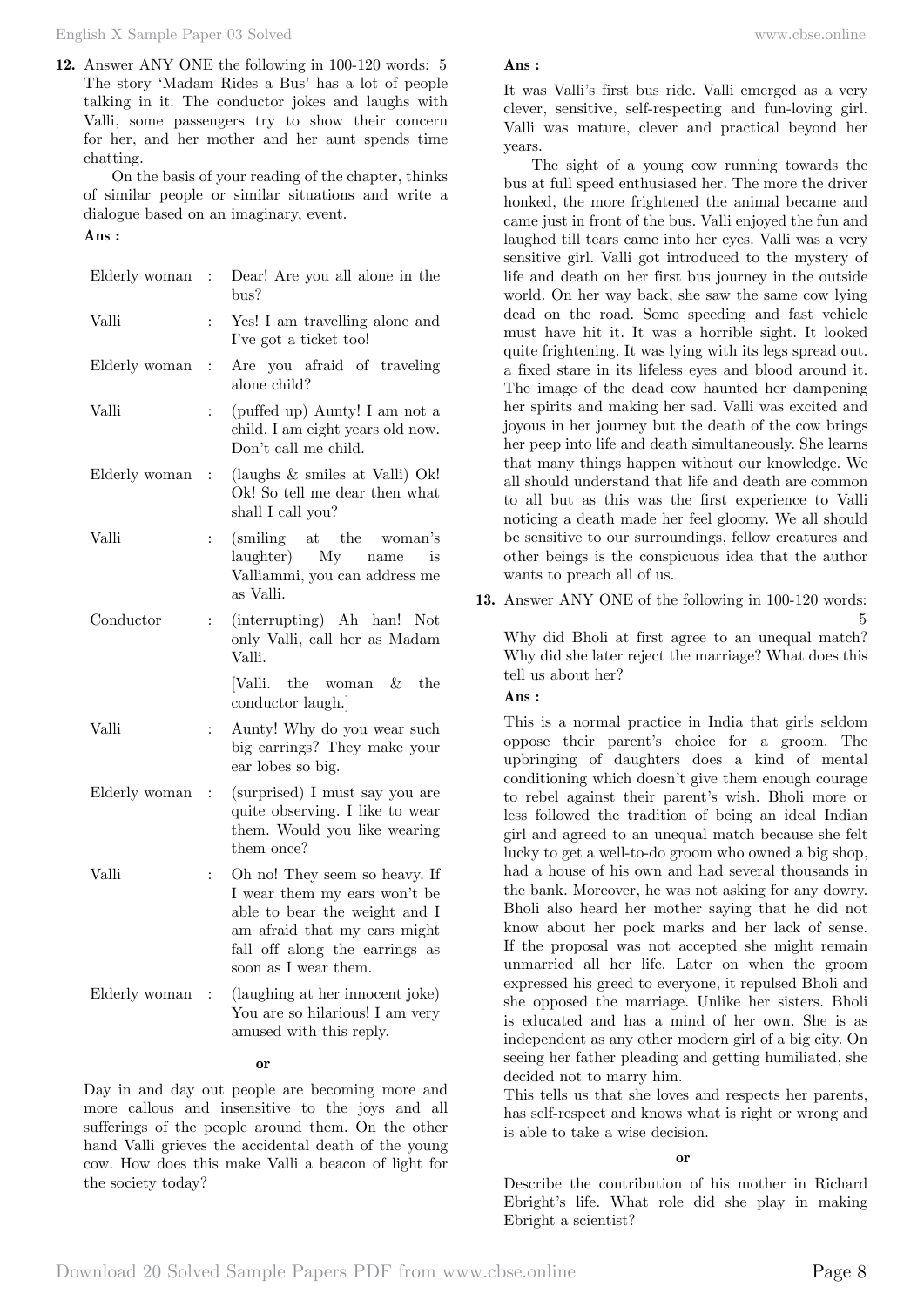**12.** Answer ANY ONE the following in 100-120 words: 5

The story 'Madam Rides a Bus' has a lot of people talking in it. The conductor jokes and laughs with Valli, some passengers try to show their concern for her, and her mother and her aunt spends time chatting.

On the basis of your reading of the chapter, thinks of similar people or similar situations and write a dialogue based on an imaginary, event.

**Ans :**

| | | |
|---|---|---|
| Elderly woman | : | Dear! Are you all alone in the bus? |
| Valli | : | Yes! I am travelling alone and I've got a ticket too! |
| Elderly woman | : | Are you afraid of traveling alone child? |
| Valli | : | (puffed up) Aunty! I am not a child. I am eight years old now. Don't call me child. |
| Elderly woman | : | (laughs & smiles at Valli) Ok! Ok! So tell me dear then what shall I call you? |
| Valli | : | (smiling at the woman's laughter) My name is Valliammi, you can address me as Valli. |
| Conductor | : | (interrupting) Ah han! Not only Valli, call her as Madam Valli. [Valli. the woman & the conductor laugh.] |
| Valli | : | Aunty! Why do you wear such big earrings? They make your ear lobes so big. |
| Elderly woman | : | (surprised) I must say you are quite observing. I like to wear them. Would you like wearing them once? |
| Valli | : | Oh no! They seem so heavy. If I wear them my ears won't be able to bear the weight and I am afraid that my ears might fall off along the earrings as soon as I wear them. |
| Elderly woman | : | (laughing at her innocent joke) You are so hilarious! I am very amused with this reply. |

**or**

Day in and day out people are becoming more and more callous and insensitive to the joys and all sufferings of the people around them. On the other hand Valli grieves the accidental death of the young cow. How does this make Valli a beacon of light for the society today?

**Ans :**

It was Valli's first bus ride. Valli emerged as a very clever, sensitive, self-respecting and fun-loving girl. Valli was mature, clever and practical beyond her years.

The sight of a young cow running towards the bus at full speed enthusiased her. The more the driver honked, the more frightened the animal became and came just in front of the bus. Valli enjoyed the fun and laughed till tears came into her eyes. Valli was a very sensitive girl. Valli got introduced to the mystery of life and death on her first bus journey in the outside world. On her way back, she saw the same cow lying dead on the road. Some speeding and fast vehicle must have hit it. It was a horrible sight. It looked quite frightening. It was lying with its legs spread out. a fixed stare in its lifeless eyes and blood around it. The image of the dead cow haunted her dampening her spirits and making her sad. Valli was excited and joyous in her journey but the death of the cow brings her peep into life and death simultaneously. She learns that many things happen without our knowledge. We all should understand that life and death are common to all but as this was the first experience to Valli noticing a death made her feel gloomy. We all should be sensitive to our surroundings, fellow creatures and other beings is the conspicuous idea that the author wants to preach all of us.

**13.** Answer ANY ONE of the following in 100-120 words: 5

Why did Bholi at first agree to an unequal match? Why did she later reject the marriage? What does this tell us about her?

**Ans :**

This is a normal practice in India that girls seldom oppose their parent's choice for a groom. The upbringing of daughters does a kind of mental conditioning which doesn't give them enough courage to rebel against their parent's wish. Bholi more or less followed the tradition of being an ideal Indian girl and agreed to an unequal match because she felt lucky to get a well-to-do groom who owned a big shop, had a house of his own and had several thousands in the bank. Moreover, he was not asking for any dowry. Bholi also heard her mother saying that he did not know about her pock marks and her lack of sense. If the proposal was not accepted she might remain unmarried all her life. Later on when the groom expressed his greed to everyone, it repulsed Bholi and she opposed the marriage. Unlike her sisters. Bholi is educated and has a mind of her own. She is as independent as any other modern girl of a big city. On seeing her father pleading and getting humiliated, she decided not to marry him.

This tells us that she loves and respects her parents, has self-respect and knows what is right or wrong and is able to take a wise decision.

**or**

Describe the contribution of his mother in Richard Ebright's life. What role did she play in making Ebright a scientist?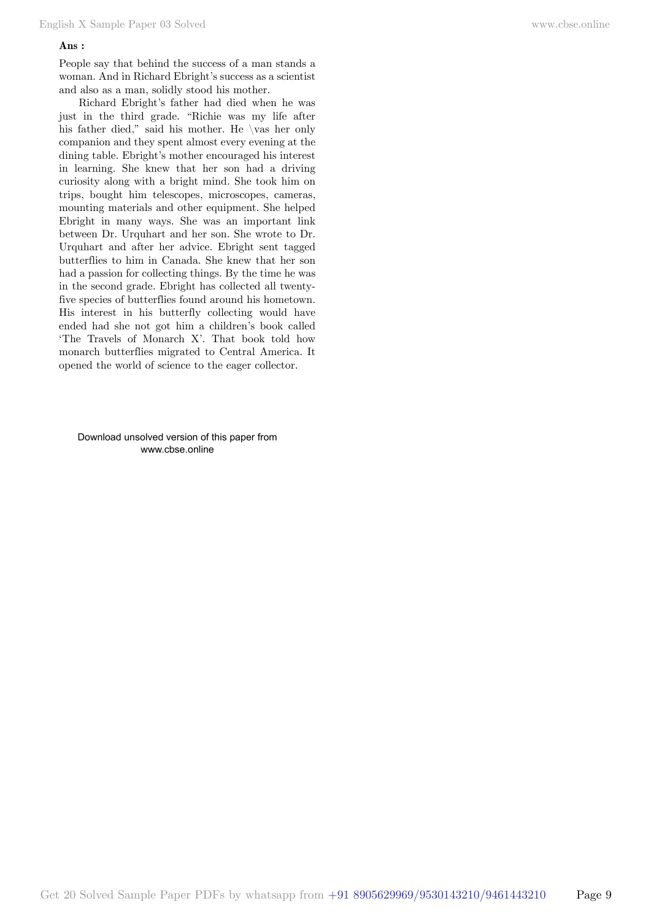**Ans :**

People say that behind the success of a man stands a woman. And in Richard Ebright's success as a scientist and also as a man, solidly stood his mother.

Richard Ebright's father had died when he was just in the third grade. "Richie was my life after his father died," said his mother. He \vas her only companion and they spent almost every evening at the dining table. Ebright's mother encouraged his interest in learning. She knew that her son had a driving curiosity along with a bright mind. She took him on trips, bought him telescopes, microscopes, cameras, mounting materials and other equipment. She helped Ebright in many ways. She was an important link between Dr. Urquhart and her son. She wrote to Dr. Urquhart and after her advice. Ebright sent tagged butterflies to him in Canada. She knew that her son had a passion for collecting things. By the time he was in the second grade. Ebright has collected all twenty-five species of butterflies found around his hometown. His interest in his butterfly collecting would have ended had she not got him a children's book called 'The Travels of Monarch X'. That book told how monarch butterflies migrated to Central America. It opened the world of science to the eager collector.

Download unsolved version of this paper from www.cbse.online